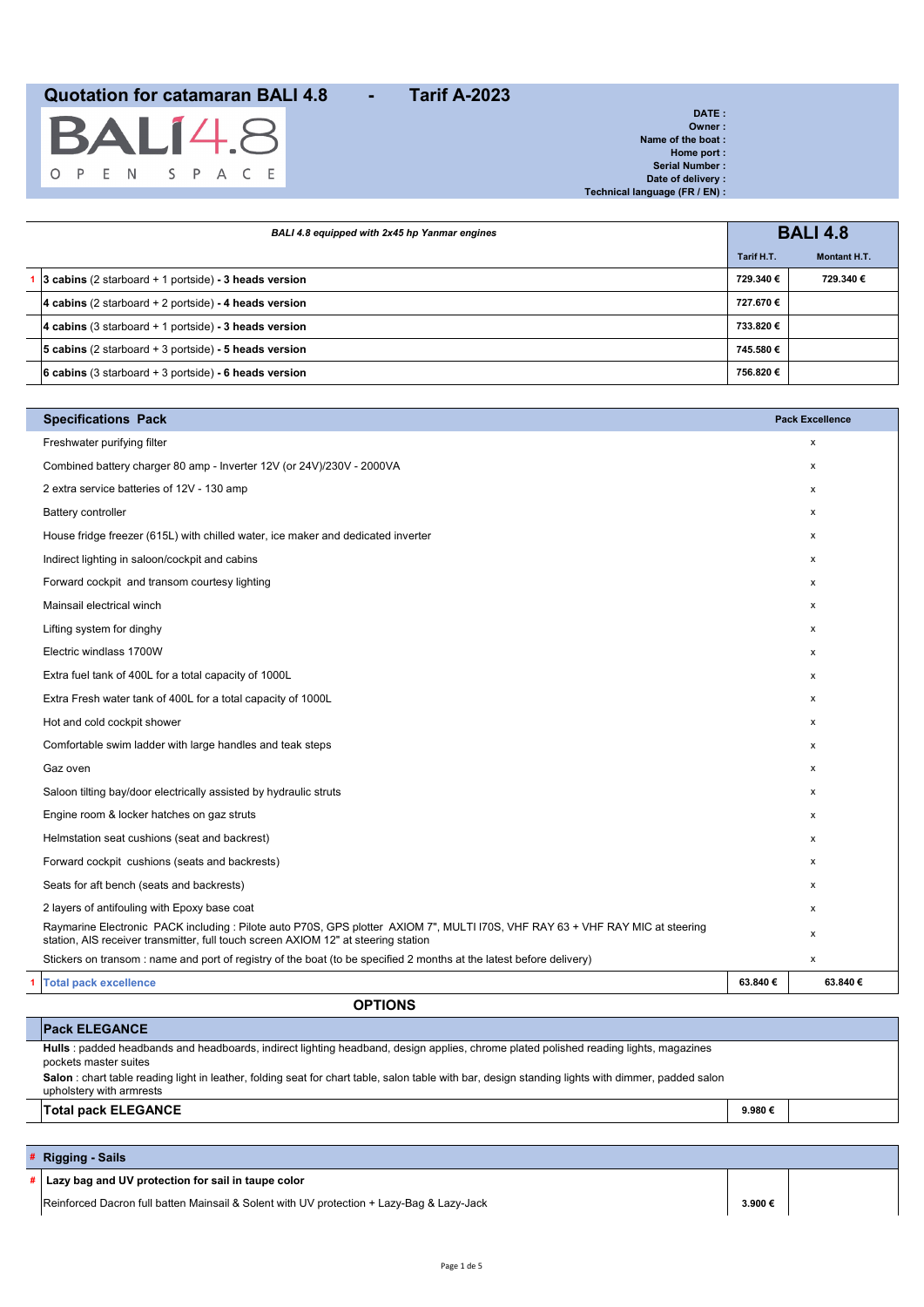# Quotation for catamaran BALI 4.8 - Tarif A-2023

BALI 4.8 OPEN SPACE

**DATE :**
**Owner :**
**Name of the boat :**
**Home port :**
**Serial Number :**
**Date of delivery :**
**Technical language (FR / EN) :**

| | *BALI 4.8 equipped with 2x45 hp Yanmar engines* | **BALI 4.8** | |
|---|---|---|---|
| | | **Tarif H.T.** | **Montant H.T.** |
| 1 | **3 cabins** (2 starboard + 1 portside) **- 3 heads version** | **729.340 €** | **729.340 €** |
| | **4 cabins** (2 starboard + 2 portside) **- 4 heads version** | **727.670 €** | |
| | **4 cabins** (3 starboard + 1 portside) **- 3 heads version** | **733.820 €** | |
| | **5 cabins** (2 starboard + 3 portside) **- 5 heads version** | **745.580 €** | |
| | **6 cabins** (3 starboard + 3 portside) **- 6 heads version** | **756.820 €** | |

| | **Specifications Pack** | **Pack Excellence** | |
|---|---|---|---|
| | Freshwater purifying filter | x | |
| | Combined battery charger 80 amp - Inverter 12V (or 24V)/230V - 2000VA | x | |
| | 2 extra service batteries of 12V - 130 amp | x | |
| | Battery controller | x | |
| | House fridge freezer (615L) with chilled water, ice maker and dedicated inverter | x | |
| | Indirect lighting in saloon/cockpit and cabins | x | |
| | Forward cockpit and transom courtesy lighting | x | |
| | Mainsail electrical winch | x | |
| | Lifting system for dinghy | x | |
| | Electric windlass 1700W | x | |
| | Extra fuel tank of 400L for a total capacity of 1000L | x | |
| | Extra Fresh water tank of 400L for a total capacity of 1000L | x | |
| | Hot and cold cockpit shower | x | |
| | Comfortable swim ladder with large handles and teak steps | x | |
| | Gaz oven | x | |
| | Saloon tilting bay/door electrically assisted by hydraulic struts | x | |
| | Engine room & locker hatches on gaz struts | x | |
| | Helmstation seat cushions (seat and backrest) | x | |
| | Forward cockpit cushions (seats and backrests) | x | |
| | Seats for aft bench (seats and backrests) | x | |
| | 2 layers of antifouling with Epoxy base coat | x | |
| | Raymarine Electronic PACK including : Pilote auto P70S, GPS plotter AXIOM 7", MULTI I70S, VHF RAY 63 + VHF RAY MIC at steering station, AIS receiver transmitter, full touch screen AXIOM 12" at steering station | x | |
| | Stickers on transom : name and port of registry of the boat (to be specified 2 months at the latest before delivery) | x | |
| 1 | **Total pack excellence** | **63.840 €** | **63.840 €** |

## OPTIONS

| **Pack ELEGANCE** | | |
|---|---|---|
| **Hulls** : padded headbands and headboards, indirect lighting headband, design applies, chrome plated polished reading lights, magazines pockets master suites<br>**Salon** : chart table reading light in leather, folding seat for chart table, salon table with bar, design standing lights with dimmer, padded salon upholstery with armrests | | |
| **Total pack ELEGANCE** | **9.980 €** | |

| # | **Rigging - Sails** | | |
|---|---|---|---|
| # | **Lazy bag and UV protection for sail in taupe color** | | |
| | Reinforced Dacron full batten Mainsail & Solent with UV protection + Lazy-Bag & Lazy-Jack | **3.900 €** | |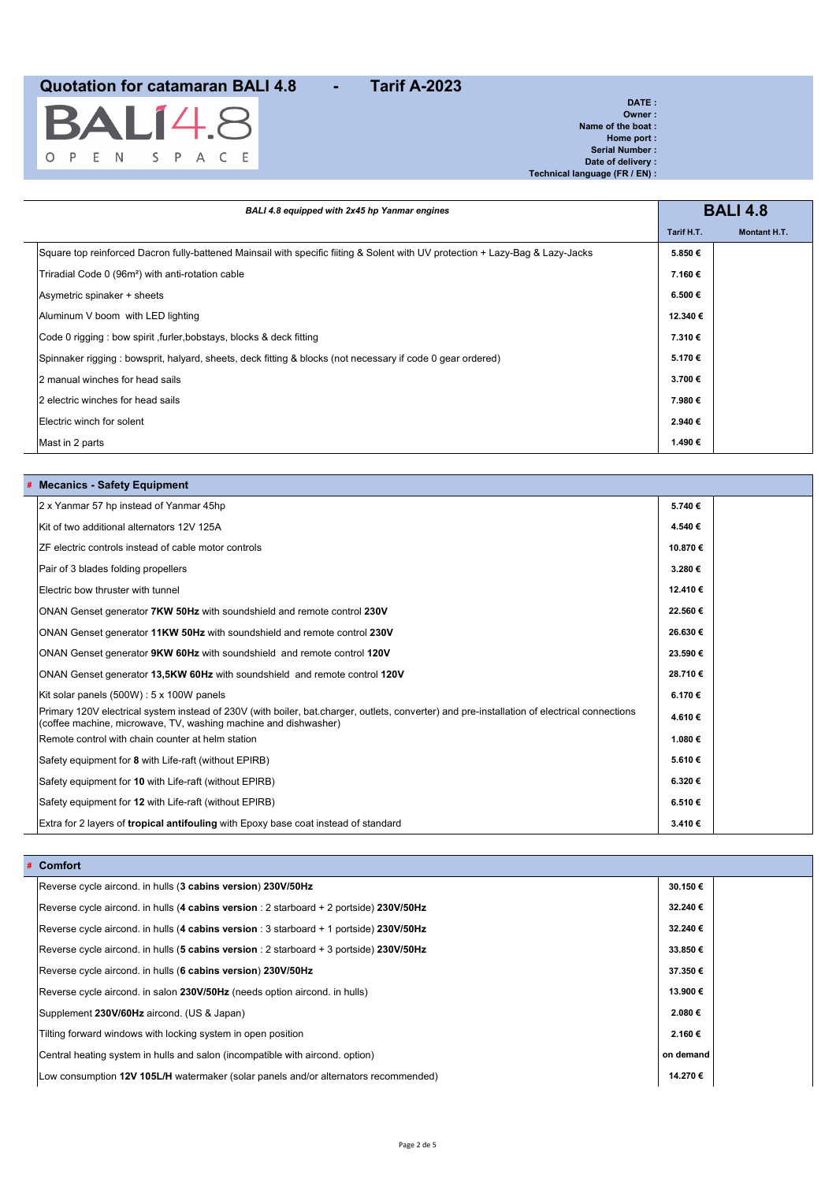# Quotation for catamaran BALI 4.8 - Tarif A-2023

BALI 4.8
OPEN SPACE

**DATE :**
**Owner :**
**Name of the boat :**
**Home port :**
**Serial Number :**
**Date of delivery :**
**Technical language (FR / EN) :**

| *BALI 4.8 equipped with 2x45 hp Yanmar engines* | **BALI 4.8** | |
|---|---|---|
| | **Tarif H.T.** | **Montant H.T.** |
| Square top reinforced Dacron fully-battened Mainsail with specific fiiting & Solent with UV protection + Lazy-Bag & Lazy-Jacks | **5.850 €** | |
| Triradial Code 0 (96m²) with anti-rotation cable | **7.160 €** | |
| Asymetric spinaker + sheets | **6.500 €** | |
| Aluminum V boom with LED lighting | **12.340 €** | |
| Code 0 rigging : bow spirit ,furler,bobstays, blocks & deck fitting | **7.310 €** | |
| Spinnaker rigging : bowsprit, halyard, sheets, deck fitting & blocks (not necessary if code 0 gear ordered) | **5.170 €** | |
| 2 manual winches for head sails | **3.700 €** | |
| 2 electric winches for head sails | **7.980 €** | |
| Electric winch for solent | **2.940 €** | |
| Mast in 2 parts | **1.490 €** | |

| # **Mecanics - Safety Equipment** | | |
|---|---|---|
| 2 x Yanmar 57 hp instead of Yanmar 45hp | **5.740 €** | |
| Kit of two additional alternators 12V 125A | **4.540 €** | |
| ZF electric controls instead of cable motor controls | **10.870 €** | |
| Pair of 3 blades folding propellers | **3.280 €** | |
| Electric bow thruster with tunnel | **12.410 €** | |
| ONAN Genset generator **7KW 50Hz** with soundshield and remote control **230V** | **22.560 €** | |
| ONAN Genset generator **11KW 50Hz** with soundshield and remote control **230V** | **26.630 €** | |
| ONAN Genset generator **9KW 60Hz** with soundshield and remote control **120V** | **23.590 €** | |
| ONAN Genset generator **13,5KW 60Hz** with soundshield and remote control **120V** | **28.710 €** | |
| Kit solar panels (500W) : 5 x 100W panels | **6.170 €** | |
| Primary 120V electrical system instead of 230V (with boiler, bat.charger, outlets, converter) and pre-installation of electrical connections (coffee machine, microwave, TV, washing machine and dishwasher) | **4.610 €** | |
| Remote control with chain counter at helm station | **1.080 €** | |
| Safety equipment for **8** with Life-raft (without EPIRB) | **5.610 €** | |
| Safety equipment for **10** with Life-raft (without EPIRB) | **6.320 €** | |
| Safety equipment for **12** with Life-raft (without EPIRB) | **6.510 €** | |
| Extra for 2 layers of **tropical antifouling** with Epoxy base coat instead of standard | **3.410 €** | |

| # **Comfort** | | |
|---|---|---|
| Reverse cycle aircond. in hulls (**3 cabins version**) **230V/50Hz** | **30.150 €** | |
| Reverse cycle aircond. in hulls (**4 cabins version** : 2 starboard + 2 portside) **230V/50Hz** | **32.240 €** | |
| Reverse cycle aircond. in hulls (**4 cabins version** : 3 starboard + 1 portside) **230V/50Hz** | **32.240 €** | |
| Reverse cycle aircond. in hulls (**5 cabins version** : 2 starboard + 3 portside) **230V/50Hz** | **33.850 €** | |
| Reverse cycle aircond. in hulls (**6 cabins version**) **230V/50Hz** | **37.350 €** | |
| Reverse cycle aircond. in salon **230V/50Hz** (needs option aircond. in hulls) | **13.900 €** | |
| Supplement **230V/60Hz** aircond. (US & Japan) | **2.080 €** | |
| Tilting forward windows with locking system in open position | **2.160 €** | |
| Central heating system in hulls and salon (incompatible with aircond. option) | **on demand** | |
| Low consumption **12V 105L/H** watermaker (solar panels and/or alternators recommended) | **14.270 €** | |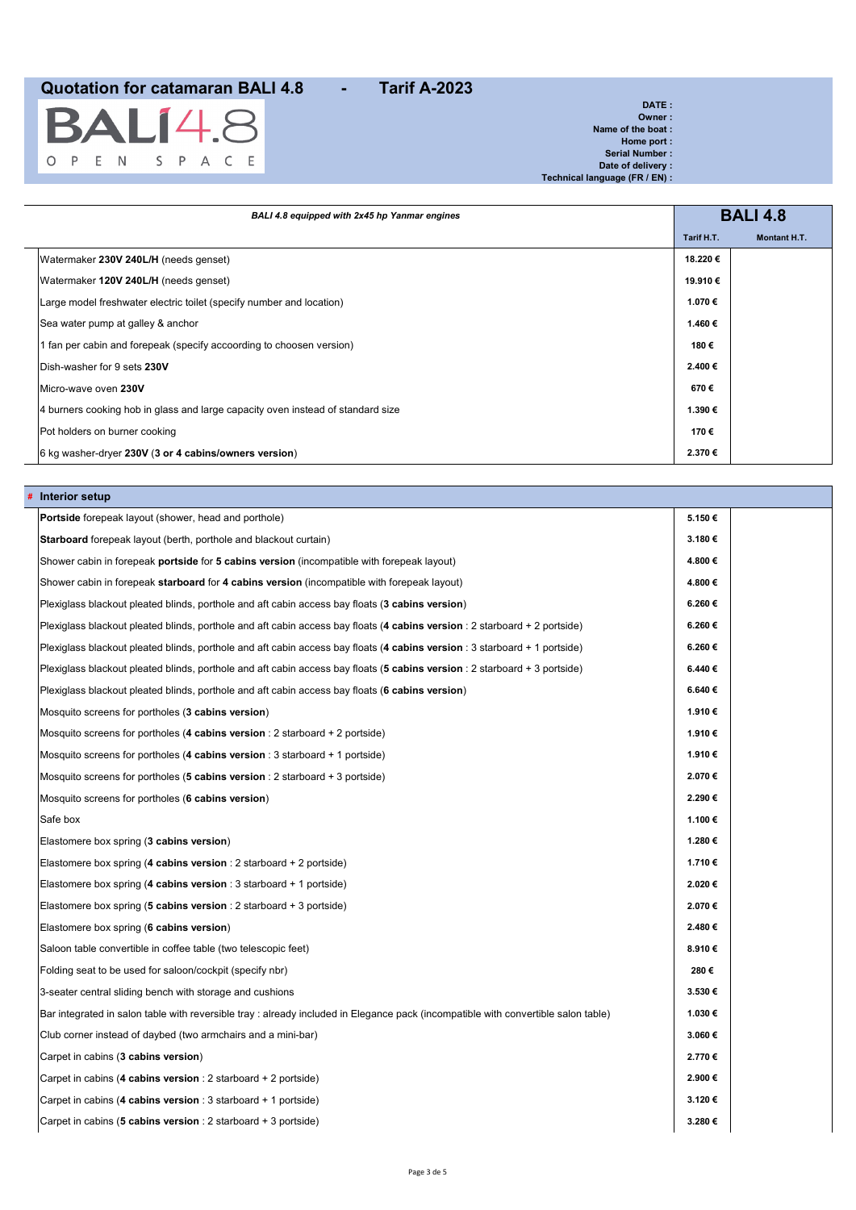## Quotation for catamaran BALI 4.8 - Tarif A-2023

BALI 4.8
OPEN SPACE

**DATE :**
**Owner :**
**Name of the boat :**
**Home port :**
**Serial Number :**
**Date of delivery :**
**Technical language (FR / EN) :**

| *BALI 4.8 equipped with 2x45 hp Yanmar engines* | **BALI 4.8** | |
|---|---|---|
| | **Tarif H.T.** | **Montant H.T.** |
| Watermaker **230V 240L/H** (needs genset) | **18.220 €** | |
| Watermaker **120V 240L/H** (needs genset) | **19.910 €** | |
| Large model freshwater electric toilet (specify number and location) | **1.070 €** | |
| Sea water pump at galley & anchor | **1.460 €** | |
| 1 fan per cabin and forepeak (specify accoording to choosen version) | **180 €** | |
| Dish-washer for 9 sets **230V** | **2.400 €** | |
| Micro-wave oven **230V** | **670 €** | |
| 4 burners cooking hob in glass and large capacity oven instead of standard size | **1.390 €** | |
| Pot holders on burner cooking | **170 €** | |
| 6 kg washer-dryer **230V** (**3 or 4 cabins/owners version**) | **2.370 €** | |

| # **Interior setup** | | |
|---|---|---|
| **Portside** forepeak layout (shower, head and porthole) | **5.150 €** | |
| **Starboard** forepeak layout (berth, porthole and blackout curtain) | **3.180 €** | |
| Shower cabin in forepeak **portside** for **5 cabins version** (incompatible with forepeak layout) | **4.800 €** | |
| Shower cabin in forepeak **starboard** for **4 cabins version** (incompatible with forepeak layout) | **4.800 €** | |
| Plexiglass blackout pleated blinds, porthole and aft cabin access bay floats (**3 cabins version**) | **6.260 €** | |
| Plexiglass blackout pleated blinds, porthole and aft cabin access bay floats (**4 cabins version** : 2 starboard + 2 portside) | **6.260 €** | |
| Plexiglass blackout pleated blinds, porthole and aft cabin access bay floats (**4 cabins version** : 3 starboard + 1 portside) | **6.260 €** | |
| Plexiglass blackout pleated blinds, porthole and aft cabin access bay floats (**5 cabins version** : 2 starboard + 3 portside) | **6.440 €** | |
| Plexiglass blackout pleated blinds, porthole and aft cabin access bay floats (**6 cabins version**) | **6.640 €** | |
| Mosquito screens for portholes (**3 cabins version**) | **1.910 €** | |
| Mosquito screens for portholes (**4 cabins version** : 2 starboard + 2 portside) | **1.910 €** | |
| Mosquito screens for portholes (**4 cabins version** : 3 starboard + 1 portside) | **1.910 €** | |
| Mosquito screens for portholes (**5 cabins version** : 2 starboard + 3 portside) | **2.070 €** | |
| Mosquito screens for portholes (**6 cabins version**) | **2.290 €** | |
| Safe box | **1.100 €** | |
| Elastomere box spring (**3 cabins version**) | **1.280 €** | |
| Elastomere box spring (**4 cabins version** : 2 starboard + 2 portside) | **1.710 €** | |
| Elastomere box spring (**4 cabins version** : 3 starboard + 1 portside) | **2.020 €** | |
| Elastomere box spring (**5 cabins version** : 2 starboard + 3 portside) | **2.070 €** | |
| Elastomere box spring (**6 cabins version**) | **2.480 €** | |
| Saloon table convertible in coffee table (two telescopic feet) | **8.910 €** | |
| Folding seat to be used for saloon/cockpit (specify nbr) | **280 €** | |
| 3-seater central sliding bench with storage and cushions | **3.530 €** | |
| Bar integrated in salon table with reversible tray : already included in Elegance pack (incompatible with convertible salon table) | **1.030 €** | |
| Club corner instead of daybed (two armchairs and a mini-bar) | **3.060 €** | |
| Carpet in cabins (**3 cabins version**) | **2.770 €** | |
| Carpet in cabins (**4 cabins version** : 2 starboard + 2 portside) | **2.900 €** | |
| Carpet in cabins (**4 cabins version** : 3 starboard + 1 portside) | **3.120 €** | |
| Carpet in cabins (**5 cabins version** : 2 starboard + 3 portside) | **3.280 €** | |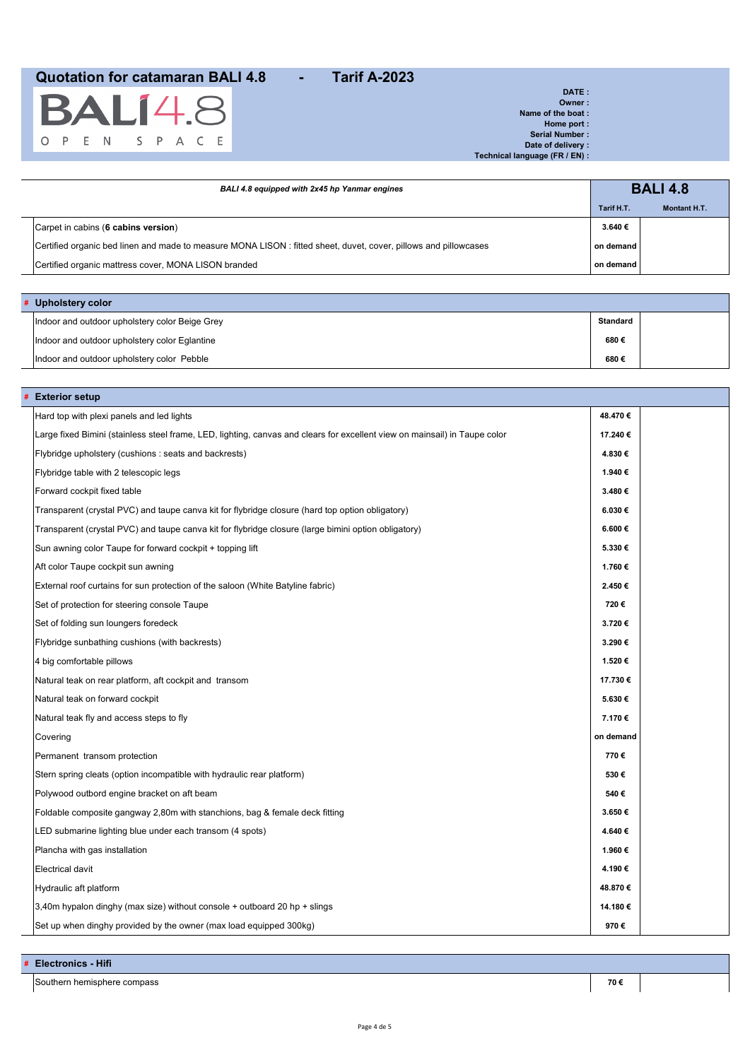# Quotation for catamaran BALI 4.8 - Tarif A-2023

BALI 4.8
OPEN SPACE

**DATE :**
**Owner :**
**Name of the boat :**
**Home port :**
**Serial Number :**
**Date of delivery :**
**Technical language (FR / EN) :**

| *BALI 4.8 equipped with 2x45 hp Yanmar engines* | **BALI 4.8** | |
|---|---|---|
| | **Tarif H.T.** | **Montant H.T.** |
| Carpet in cabins (**6 cabins version**) | **3.640 €** | |
| Certified organic bed linen and made to measure MONA LISON : fitted sheet, duvet, cover, pillows and pillowcases | **on demand** | |
| Certified organic mattress cover, MONA LISON branded | **on demand** | |

| # **Upholstery color** | | |
|---|---|---|
| Indoor and outdoor upholstery color Beige Grey | **Standard** | |
| Indoor and outdoor upholstery color Eglantine | **680 €** | |
| Indoor and outdoor upholstery color Pebble | **680 €** | |

| # **Exterior setup** | | |
|---|---|---|
| Hard top with plexi panels and led lights | **48.470 €** | |
| Large fixed Bimini (stainless steel frame, LED, lighting, canvas and clears for excellent view on mainsail) in Taupe color | **17.240 €** | |
| Flybridge upholstery (cushions : seats and backrests) | **4.830 €** | |
| Flybridge table with 2 telescopic legs | **1.940 €** | |
| Forward cockpit fixed table | **3.480 €** | |
| Transparent (crystal PVC) and taupe canva kit for flybridge closure (hard top option obligatory) | **6.030 €** | |
| Transparent (crystal PVC) and taupe canva kit for flybridge closure (large bimini option obligatory) | **6.600 €** | |
| Sun awning color Taupe for forward cockpit + topping lift | **5.330 €** | |
| Aft color Taupe cockpit sun awning | **1.760 €** | |
| External roof curtains for sun protection of the saloon (White Batyline fabric) | **2.450 €** | |
| Set of protection for steering console Taupe | **720 €** | |
| Set of folding sun loungers foredeck | **3.720 €** | |
| Flybridge sunbathing cushions (with backrests) | **3.290 €** | |
| 4 big comfortable pillows | **1.520 €** | |
| Natural teak on rear platform, aft cockpit and transom | **17.730 €** | |
| Natural teak on forward cockpit | **5.630 €** | |
| Natural teak fly and access steps to fly | **7.170 €** | |
| Covering | **on demand** | |
| Permanent transom protection | **770 €** | |
| Stern spring cleats (option incompatible with hydraulic rear platform) | **530 €** | |
| Polywood outbord engine bracket on aft beam | **540 €** | |
| Foldable composite gangway 2,80m with stanchions, bag & female deck fitting | **3.650 €** | |
| LED submarine lighting blue under each transom (4 spots) | **4.640 €** | |
| Plancha with gas installation | **1.960 €** | |
| Electrical davit | **4.190 €** | |
| Hydraulic aft platform | **48.870 €** | |
| 3,40m hypalon dinghy (max size) without console + outboard 20 hp + slings | **14.180 €** | |
| Set up when dinghy provided by the owner (max load equipped 300kg) | **970 €** | |

| # **Electronics - Hifi** | | |
|---|---|---|
| Southern hemisphere compass | **70 €** | |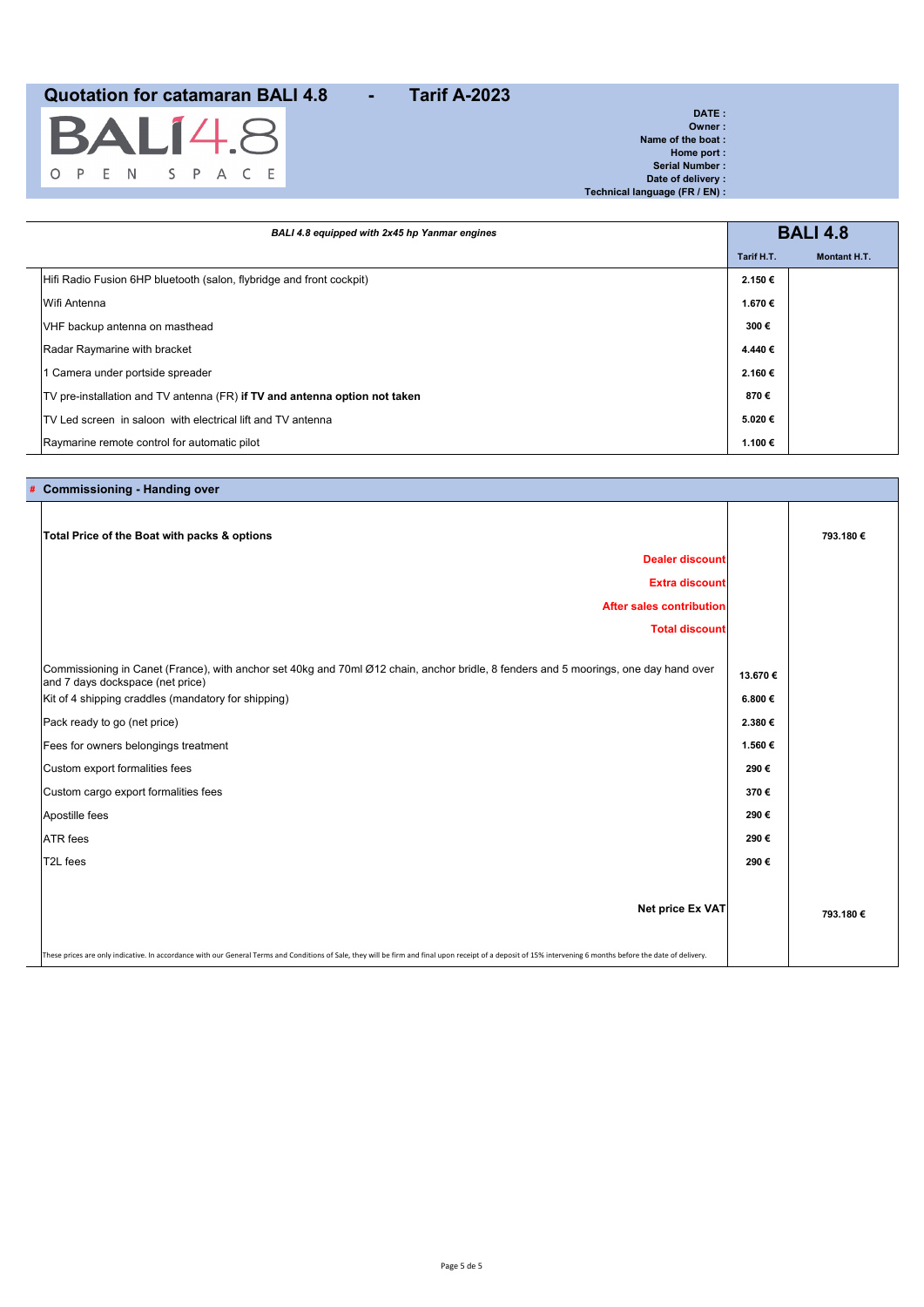## Quotation for catamaran BALI 4.8 - Tarif A-2023

BALI 4.8
OPEN SPACE

**DATE :**
**Owner :**
**Name of the boat :**
**Home port :**
**Serial Number :**
**Date of delivery :**
**Technical language (FR / EN) :**

| ***BALI 4.8 equipped with 2x45 hp Yanmar engines*** | **BALI 4.8** | |
|---|---|---|
| | **Tarif H.T.** | **Montant H.T.** |
| Hifi Radio Fusion 6HP bluetooth (salon, flybridge and front cockpit) | **2.150 €** | |
| Wifi Antenna | **1.670 €** | |
| VHF backup antenna on masthead | **300 €** | |
| Radar Raymarine with bracket | **4.440 €** | |
| 1 Camera under portside spreader | **2.160 €** | |
| TV pre-installation and TV antenna (FR) **if TV and antenna option not taken** | **870 €** | |
| TV Led screen in saloon with electrical lift and TV antenna | **5.020 €** | |
| Raymarine remote control for automatic pilot | **1.100 €** | |

| # **Commissioning - Handing over** | | |
|---|---|---|
| **Total Price of the Boat with packs & options** | | **793.180 €** |
| **Dealer discount** | | |
| **Extra discount** | | |
| **After sales contribution** | | |
| **Total discount** | | |
| Commissioning in Canet (France), with anchor set 40kg and 70ml Ø12 chain, anchor bridle, 8 fenders and 5 moorings, one day hand over and 7 days dockspace (net price) | **13.670 €** | |
| Kit of 4 shipping craddles (mandatory for shipping) | **6.800 €** | |
| Pack ready to go (net price) | **2.380 €** | |
| Fees for owners belongings treatment | **1.560 €** | |
| Custom export formalities fees | **290 €** | |
| Custom cargo export formalities fees | **370 €** | |
| Apostille fees | **290 €** | |
| ATR fees | **290 €** | |
| T2L fees | **290 €** | |
| **Net price Ex VAT** | | **793.180 €** |

These prices are only indicative. In accordance with our General Terms and Conditions of Sale, they will be firm and final upon receipt of a deposit of 15% intervening 6 months before the date of delivery.